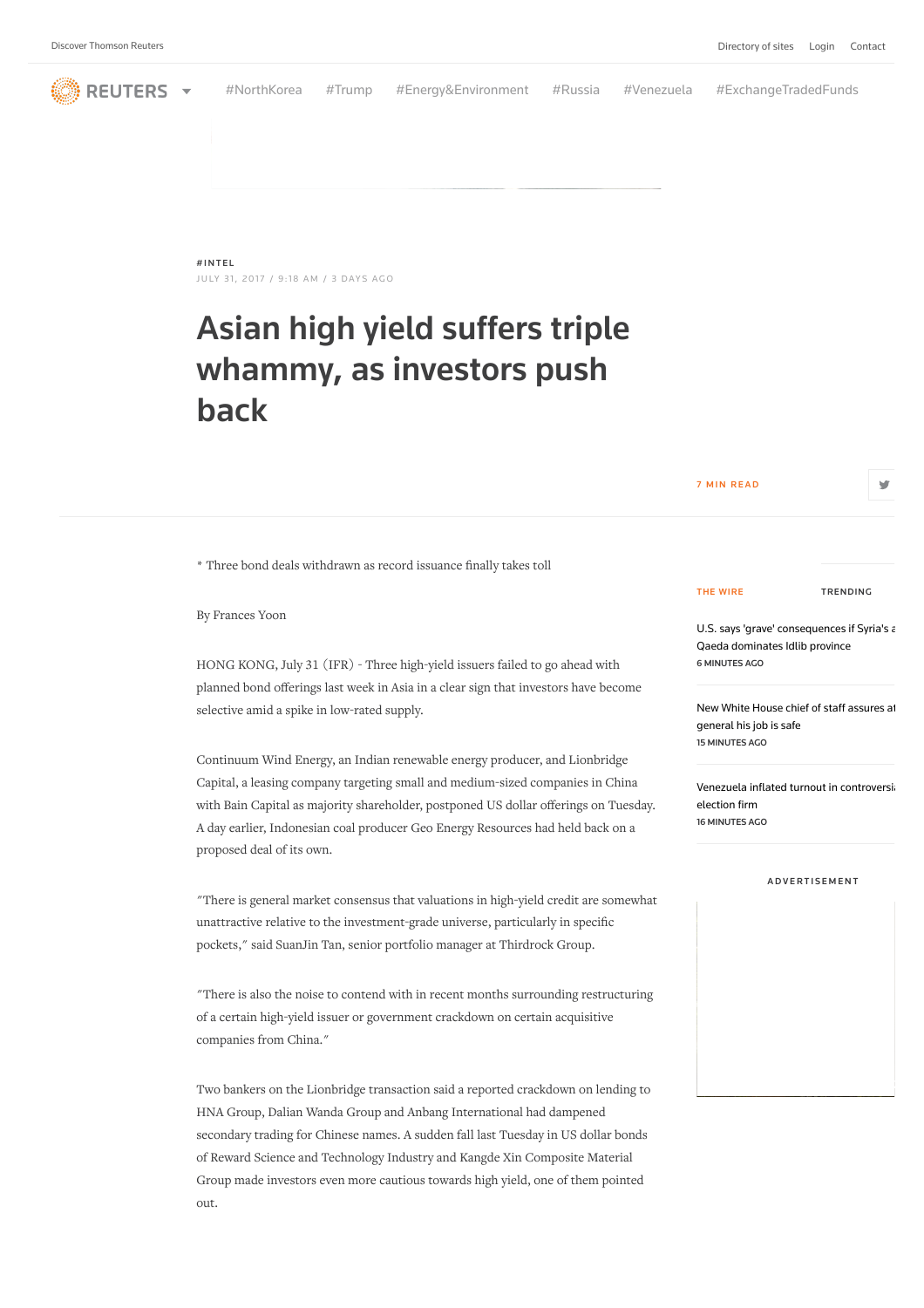#INTEL

JULY 31, 2017 / 9:18 AM / 3 DAYS AGO

# Asian high yield suffers triple whammy, as investors push back

7 MIN READ

* Three bond deals withdrawn as record issuance finally takes toll

By Frances Yoon

HONG KONG, July 31 (IFR) - Three high-yield issuers failed to go ahead with planned bond offerings last week in Asia in a clear sign that investors have become selective amid a spike in low-rated supply.

Continuum Wind Energy, an Indian renewable energy producer, and Lionbridge Capital, a leasing company targeting small and medium-sized companies in China with Bain Capital as majority shareholder, postponed US dollar offerings on Tuesday. A day earlier, Indonesian coal producer Geo Energy Resources had held back on a proposed deal of its own.

"There is general market consensus that valuations in high-yield credit are somewhat unattractive relative to the investment-grade universe, particularly in specific pockets," said SuanJin Tan, senior portfolio manager at Thirdrock Group.

"There is also the noise to contend with in recent months surrounding restructuring of a certain high-yield issuer or government crackdown on certain acquisitive companies from China."

Two bankers on the Lionbridge transaction said a reported crackdown on lending to HNA Group, Dalian Wanda Group and Anbang International had dampened secondary trading for Chinese names. A sudden fall last Tuesday in US dollar bonds of Reward Science and Technology Industry and Kangde Xin Composite Material Group made investors even more cautious towards high yield, one of them pointed out.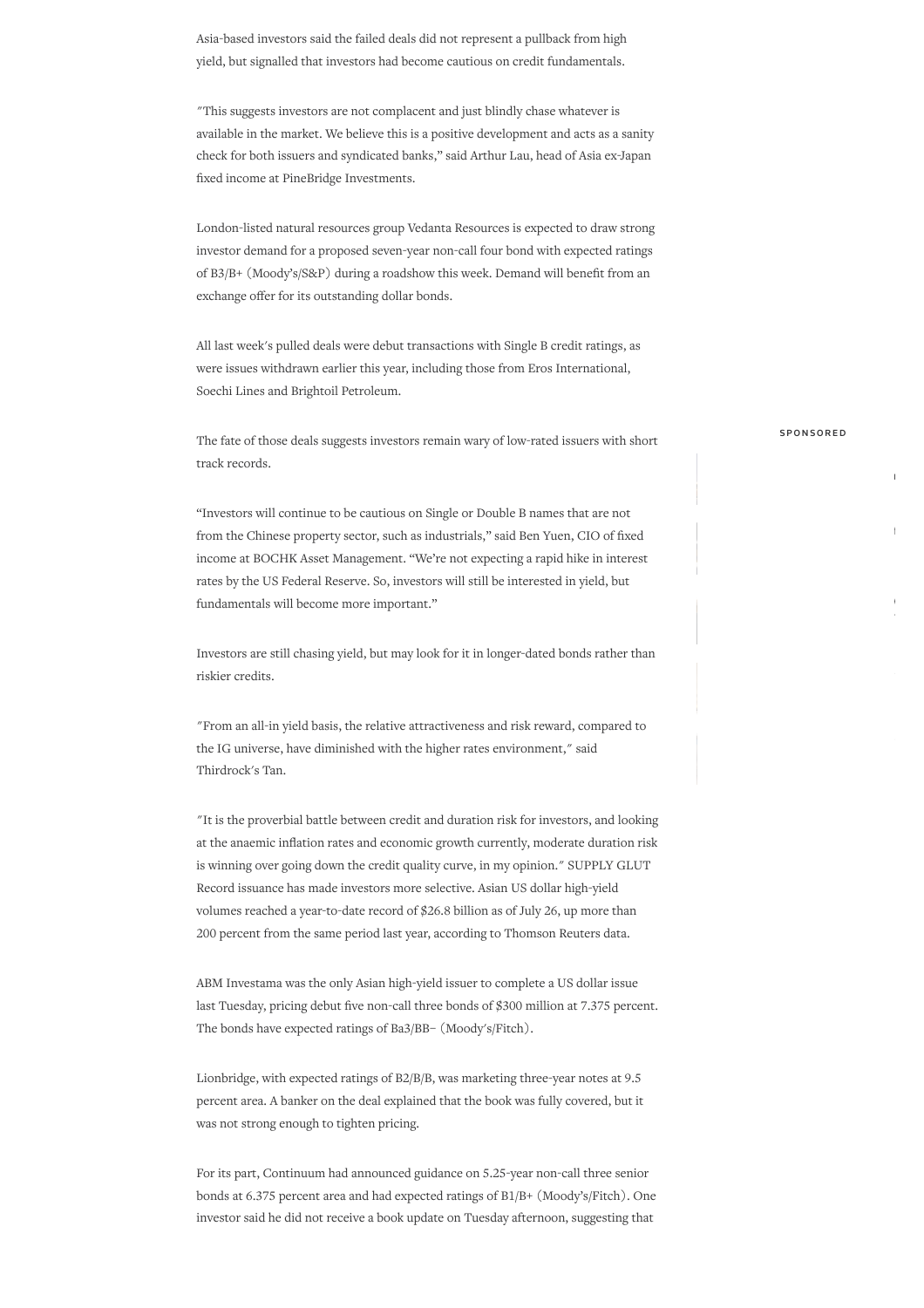Asia-based investors said the failed deals did not represent a pullback from high yield, but signalled that investors had become cautious on credit fundamentals.

"This suggests investors are not complacent and just blindly chase whatever is available in the market. We believe this is a positive development and acts as a sanity check for both issuers and syndicated banks," said Arthur Lau, head of Asia ex-Japan fixed income at PineBridge Investments.

London-listed natural resources group Vedanta Resources is expected to draw strong investor demand for a proposed seven-year non-call four bond with expected ratings of B3/B+ (Moody's/S&P) during a roadshow this week. Demand will benefit from an exchange offer for its outstanding dollar bonds.

All last week's pulled deals were debut transactions with Single B credit ratings, as were issues withdrawn earlier this year, including those from Eros International, Soechi Lines and Brightoil Petroleum.

The fate of those deals suggests investors remain wary of low-rated issuers with short track records.

"Investors will continue to be cautious on Single or Double B names that are not from the Chinese property sector, such as industrials," said Ben Yuen, CIO of fixed income at BOCHK Asset Management. "We're not expecting a rapid hike in interest rates by the US Federal Reserve. So, investors will still be interested in yield, but fundamentals will become more important."

Investors are still chasing yield, but may look for it in longer-dated bonds rather than riskier credits.

"From an all-in yield basis, the relative attractiveness and risk reward, compared to the IG universe, have diminished with the higher rates environment," said Thirdrock's Tan.

"It is the proverbial battle between credit and duration risk for investors, and looking at the anaemic inflation rates and economic growth currently, moderate duration risk is winning over going down the credit quality curve, in my opinion." SUPPLY GLUT Record issuance has made investors more selective. Asian US dollar high-yield volumes reached a year-to-date record of $26.8 billion as of July 26, up more than 200 percent from the same period last year, according to Thomson Reuters data.

ABM Investama was the only Asian high-yield issuer to complete a US dollar issue last Tuesday, pricing debut five non-call three bonds of $300 million at 7.375 percent. The bonds have expected ratings of Ba3/BB– (Moody's/Fitch).

Lionbridge, with expected ratings of B2/B/B, was marketing three-year notes at 9.5 percent area. A banker on the deal explained that the book was fully covered, but it was not strong enough to tighten pricing.

For its part, Continuum had announced guidance on 5.25-year non-call three senior bonds at 6.375 percent area and had expected ratings of B1/B+ (Moody's/Fitch). One investor said he did not receive a book update on Tuesday afternoon, suggesting that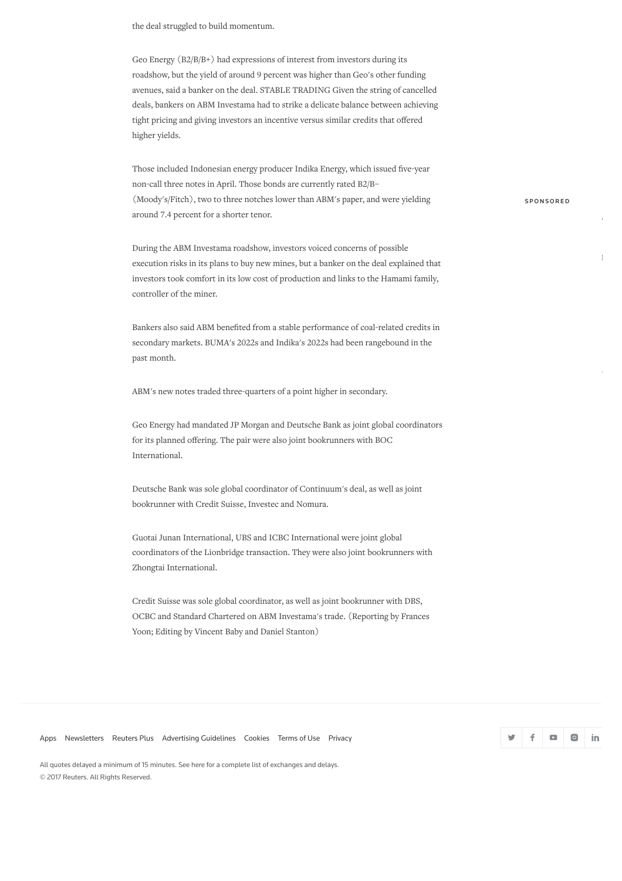the deal struggled to build momentum.

Geo Energy (B2/B/B+) had expressions of interest from investors during its roadshow, but the yield of around 9 percent was higher than Geo's other funding avenues, said a banker on the deal. STABLE TRADING Given the string of cancelled deals, bankers on ABM Investama had to strike a delicate balance between achieving tight pricing and giving investors an incentive versus similar credits that offered higher yields.

Those included Indonesian energy producer Indika Energy, which issued five-year non-call three notes in April. Those bonds are currently rated B2/B- (Moody's/Fitch), two to three notches lower than ABM's paper, and were yielding around 7.4 percent for a shorter tenor.

During the ABM Investama roadshow, investors voiced concerns of possible execution risks in its plans to buy new mines, but a banker on the deal explained that investors took comfort in its low cost of production and links to the Hamami family, controller of the miner.

Bankers also said ABM benefited from a stable performance of coal-related credits in secondary markets. BUMA's 2022s and Indika's 2022s had been rangebound in the past month.

ABM's new notes traded three-quarters of a point higher in secondary.

Geo Energy had mandated JP Morgan and Deutsche Bank as joint global coordinators for its planned offering. The pair were also joint bookrunners with BOC International.

Deutsche Bank was sole global coordinator of Continuum's deal, as well as joint bookrunner with Credit Suisse, Investec and Nomura.

Guotai Junan International, UBS and ICBC International were joint global coordinators of the Lionbridge transaction. They were also joint bookrunners with Zhongtai International.

Credit Suisse was sole global coordinator, as well as joint bookrunner with DBS, OCBC and Standard Chartered on ABM Investama's trade. (Reporting by Frances Yoon; Editing by Vincent Baby and Daniel Stanton)